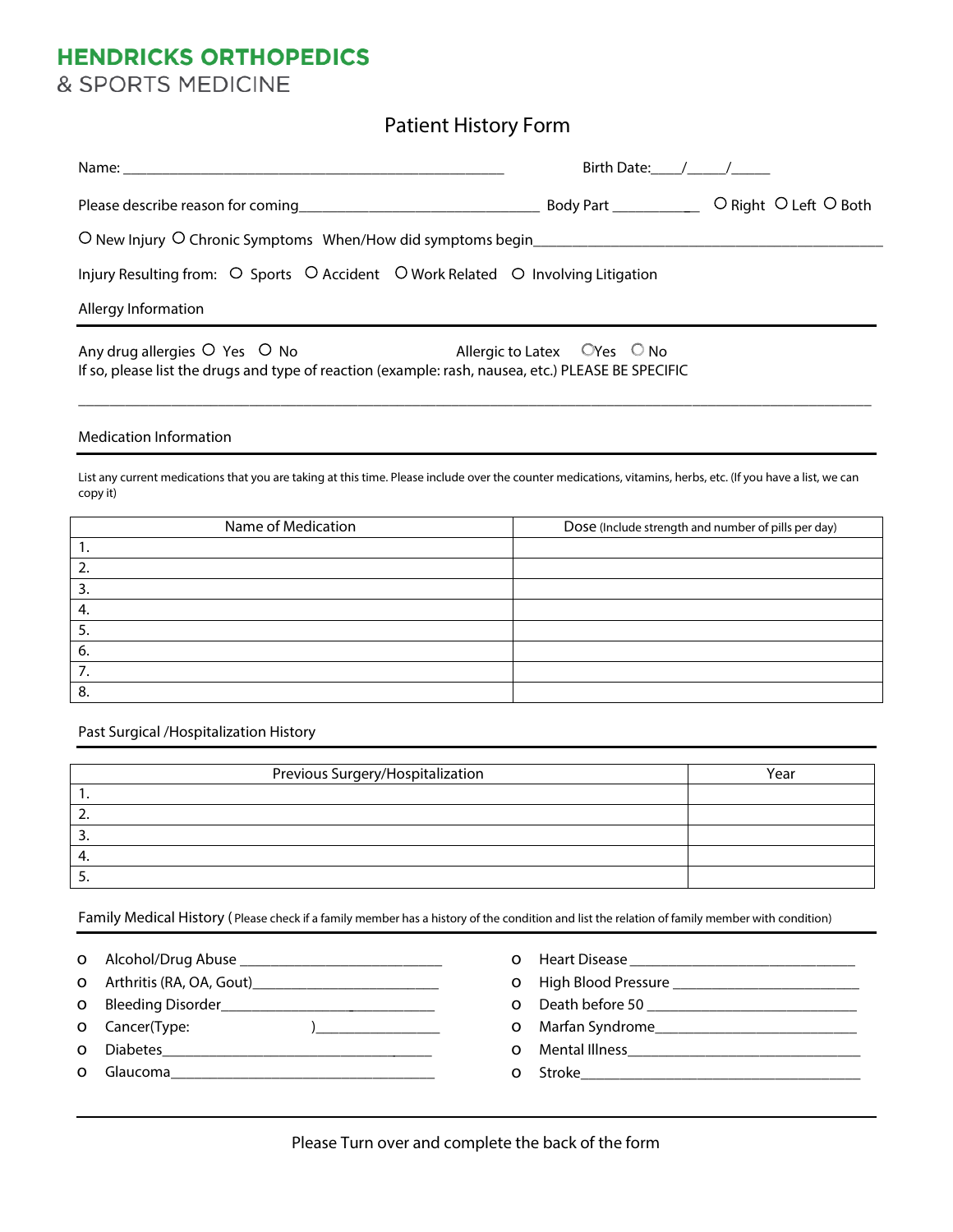**HENDRICKS ORTHOPEDICS**
& SPORTS MEDICINE

# Patient History Form

Name: ___________________________________________________ Birth Date:____/_____/_____

Please describe reason for coming________________________________ Body Part ___________ O Right O Left O Both

O New Injury O Chronic Symptoms When/How did symptoms begin_______________________________________________

Injury Resulting from: O Sports O Accident O Work Related O Involving Litigation

## Allergy Information

Any drug allergies O Yes O No Allergic to Latex O Yes O No

If so, please list the drugs and type of reaction (example: rash, nausea, etc.) PLEASE BE SPECIFIC

_____________________________________________________________________________________________________

## Medication Information

List any current medications that you are taking at this time. Please include over the counter medications, vitamins, herbs, etc. (If you have a list, we can copy it)

| Name of Medication | Dose (Include strength and number of pills per day) |
|---|---|
| 1. | |
| 2. | |
| 3. | |
| 4. | |
| 5. | |
| 6. | |
| 7. | |
| 8. | |

## Past Surgical /Hospitalization History

| Previous Surgery/Hospitalization | Year |
|---|---|
| 1. | |
| 2. | |
| 3. | |
| 4. | |
| 5. | |

## Family Medical History (Please check if a family member has a history of the condition and list the relation of family member with condition)

- o Alcohol/Drug Abuse ___________________________
- o Arthritis (RA, OA, Gout)_________________________
- o Bleeding Disorder____________________________
- o Cancer(Type: )________________
- o Diabetes___________________________________
- o Glaucoma__________________________________
- o Heart Disease ______________________________
- o High Blood Pressure __________________________
- o Death before 50 _____________________________
- o Marfan Syndrome_____________________________
- o Mental Illness_______________________________
- o Stroke____________________________________

Please Turn over and complete the back of the form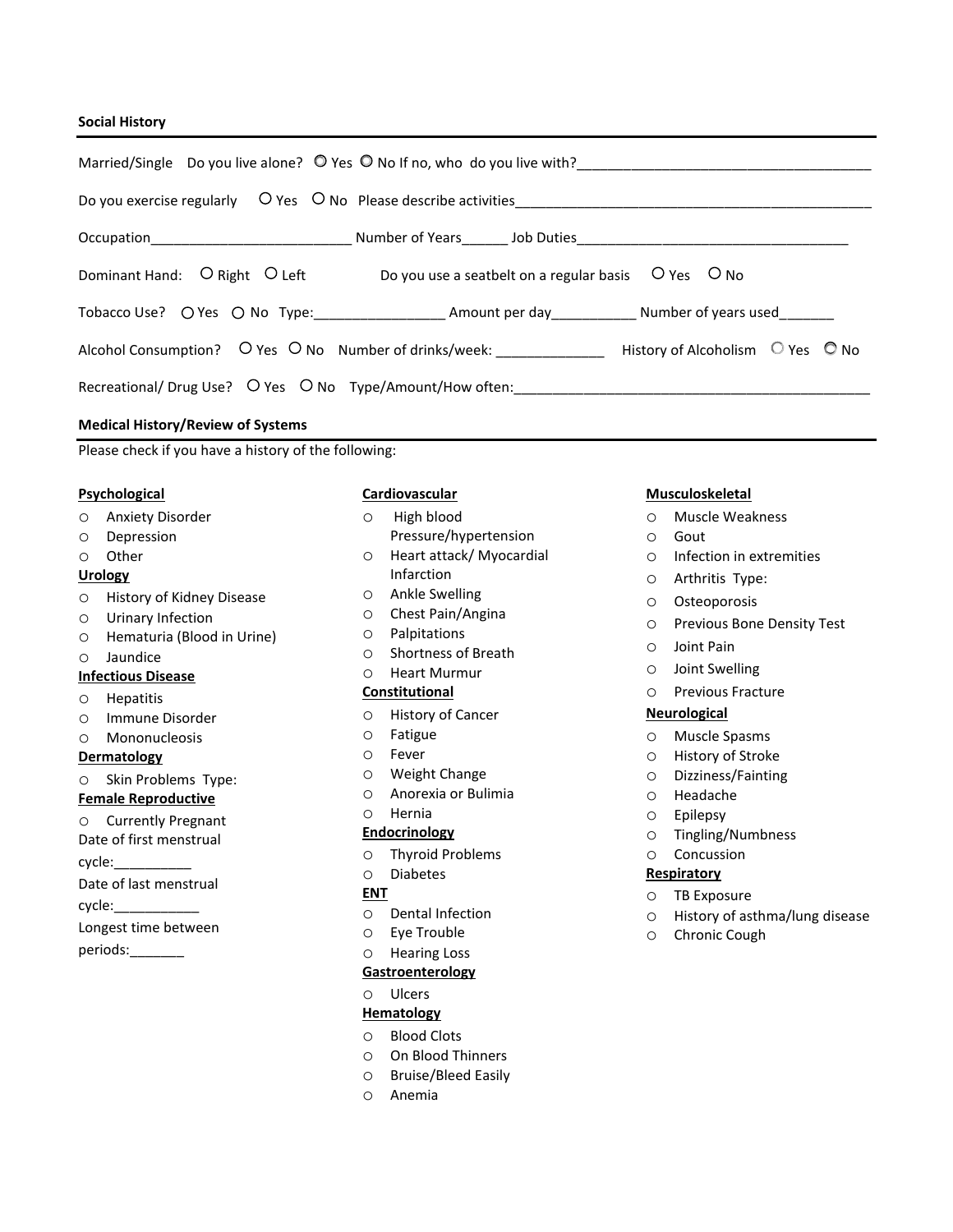**Social History**

Married/Single Do you live alone? ○ Yes ○ No If no, who do you live with?_____________________________________

Do you exercise regularly ○ Yes ○ No Please describe activities_______________________________________________

Occupation__________________________ Number of Years______ Job Duties____________________________________

Dominant Hand: ○ Right ○ Left Do you use a seatbelt on a regular basis ○ Yes ○ No

Tobacco Use? ○ Yes ○ No Type:_________________ Amount per day___________ Number of years used_______

Alcohol Consumption? ○ Yes ○ No Number of drinks/week: ______________ History of Alcoholism ○ Yes ○ No

Recreational/ Drug Use? ○ Yes ○ No Type/Amount/How often:_______________________________________________

**Medical History/Review of Systems**

Please check if you have a history of the following:

**Psychological**

- ○ Anxiety Disorder
- ○ Depression
- ○ Other

**Urology**

- ○ History of Kidney Disease
- ○ Urinary Infection
- ○ Hematuria (Blood in Urine)
- ○ Jaundice

**Infectious Disease**

- ○ Hepatitis
- ○ Immune Disorder
- ○ Mononucleosis

**Dermatology**

- ○ Skin Problems Type:

**Female Reproductive**

- ○ Currently Pregnant

Date of first menstrual cycle:__________

Date of last menstrual cycle:___________

Longest time between periods:_______

**Cardiovascular**

- ○ High blood Pressure/hypertension
- ○ Heart attack/ Myocardial Infarction
- ○ Ankle Swelling
- ○ Chest Pain/Angina
- ○ Palpitations
- ○ Shortness of Breath
- ○ Heart Murmur

**Constitutional**

- ○ History of Cancer
- ○ Fatigue
- ○ Fever
- ○ Weight Change
- ○ Anorexia or Bulimia
- ○ Hernia

**Endocrinology**

- ○ Thyroid Problems
- ○ Diabetes

**ENT**

- ○ Dental Infection
- ○ Eye Trouble
- ○ Hearing Loss

**Gastroenterology**

- ○ Ulcers

**Hematology**

- ○ Blood Clots
- ○ On Blood Thinners
- ○ Bruise/Bleed Easily
- ○ Anemia

**Musculoskeletal**

- ○ Muscle Weakness
- ○ Gout
- ○ Infection in extremities
- ○ Arthritis Type:
- ○ Osteoporosis
- ○ Previous Bone Density Test
- ○ Joint Pain
- ○ Joint Swelling
- ○ Previous Fracture

**Neurological**

- ○ Muscle Spasms
- ○ History of Stroke
- ○ Dizziness/Fainting
- ○ Headache
- ○ Epilepsy
- ○ Tingling/Numbness
- ○ Concussion

**Respiratory**

- ○ TB Exposure
- ○ History of asthma/lung disease
- ○ Chronic Cough